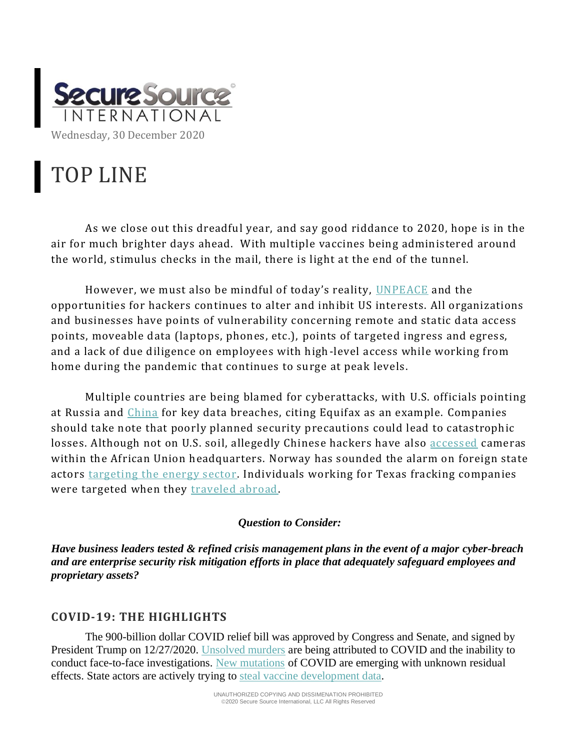SecureSource INTERNATIONAL

Wednesday, 30 December 2020

# TOP LINE

As we close out this dreadful year, and say good riddance to 2020, hope is in the air for much brighter days ahead. With multiple vaccines being administered around the world, stimulus checks in the mail, there is light at the end of the tunnel.

However, we must also be mindful of today's reality, UNPEACE and the opportunities for hackers continues to alter and inhibit US interests. All organizations and businesses have points of vulnerability concerning remote and static data access points, moveable data (laptops, phones, etc.), points of targeted ingress and egress, and a lack of due diligence on employees with high-level access while working from home during the pandemic that continues to surge at peak levels.

Multiple countries are being blamed for cyberattacks, with U.S. officials pointing at Russia and China for key data breaches, citing Equifax as an example. Companies should take note that poorly planned security precautions could lead to catastrophic losses. Although not on U.S. soil, allegedly Chinese hackers have also accessed cameras within the African Union headquarters. Norway has sounded the alarm on foreign state actors targeting the energy sector. Individuals working for Texas fracking companies were targeted when they traveled abroad.

***Question to Consider:***

***Have business leaders tested & refined crisis management plans in the event of a major cyber-breach and are enterprise security risk mitigation efforts in place that adequately safeguard employees and proprietary assets?***

## COVID-19: THE HIGHLIGHTS

The 900-billion dollar COVID relief bill was approved by Congress and Senate, and signed by President Trump on 12/27/2020. Unsolved murders are being attributed to COVID and the inability to conduct face-to-face investigations. New mutations of COVID are emerging with unknown residual effects. State actors are actively trying to steal vaccine development data.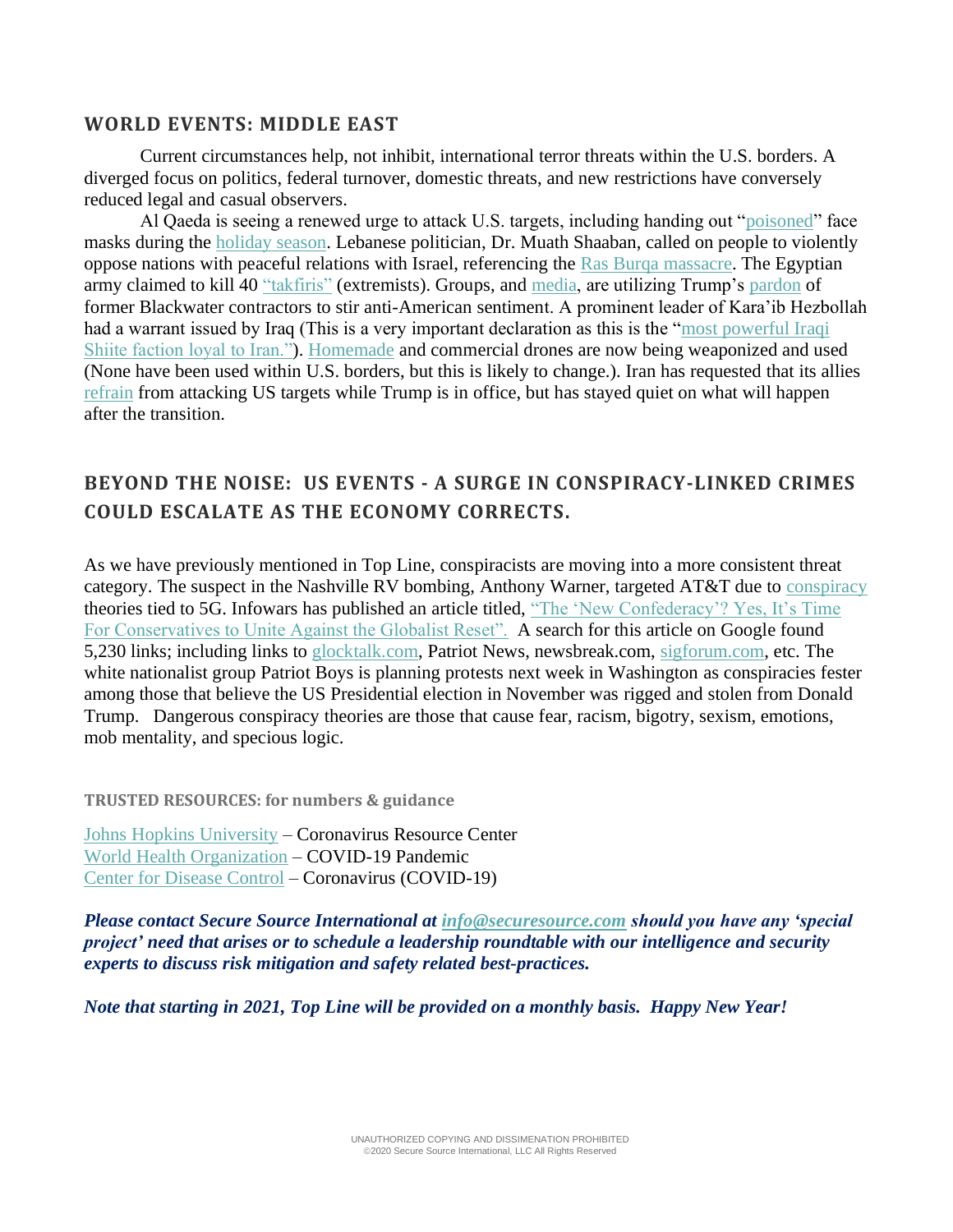## WORLD EVENTS: MIDDLE EAST

Current circumstances help, not inhibit, international terror threats within the U.S. borders. A diverged focus on politics, federal turnover, domestic threats, and new restrictions have conversely reduced legal and casual observers.

Al Qaeda is seeing a renewed urge to attack U.S. targets, including handing out "poisoned" face masks during the holiday season. Lebanese politician, Dr. Muath Shaaban, called on people to violently oppose nations with peaceful relations with Israel, referencing the Ras Burqa massacre. The Egyptian army claimed to kill 40 "takfiris" (extremists). Groups, and media, are utilizing Trump's pardon of former Blackwater contractors to stir anti-American sentiment. A prominent leader of Kara'ib Hezbollah had a warrant issued by Iraq (This is a very important declaration as this is the "most powerful Iraqi Shiite faction loyal to Iran."). Homemade and commercial drones are now being weaponized and used (None have been used within U.S. borders, but this is likely to change.). Iran has requested that its allies refrain from attacking US targets while Trump is in office, but has stayed quiet on what will happen after the transition.

## BEYOND THE NOISE: US EVENTS - A SURGE IN CONSPIRACY-LINKED CRIMES COULD ESCALATE AS THE ECONOMY CORRECTS.

As we have previously mentioned in Top Line, conspiracists are moving into a more consistent threat category. The suspect in the Nashville RV bombing, Anthony Warner, targeted AT&T due to conspiracy theories tied to 5G. Infowars has published an article titled, "The 'New Confederacy'? Yes, It's Time For Conservatives to Unite Against the Globalist Reset". A search for this article on Google found 5,230 links; including links to glocktalk.com, Patriot News, newsbreak.com, sigforum.com, etc. The white nationalist group Patriot Boys is planning protests next week in Washington as conspiracies fester among those that believe the US Presidential election in November was rigged and stolen from Donald Trump. Dangerous conspiracy theories are those that cause fear, racism, bigotry, sexism, emotions, mob mentality, and specious logic.

**TRUSTED RESOURCES: for numbers & guidance**

Johns Hopkins University – Coronavirus Resource Center
World Health Organization – COVID-19 Pandemic
Center for Disease Control – Coronavirus (COVID-19)

***Please contact Secure Source International at info@securesource.com should you have any 'special project' need that arises or to schedule a leadership roundtable with our intelligence and security experts to discuss risk mitigation and safety related best-practices.***

***Note that starting in 2021, Top Line will be provided on a monthly basis. Happy New Year!***

UNAUTHORIZED COPYING AND DISSIMENATION PROHIBITED
©2020 Secure Source International, LLC All Rights Reserved